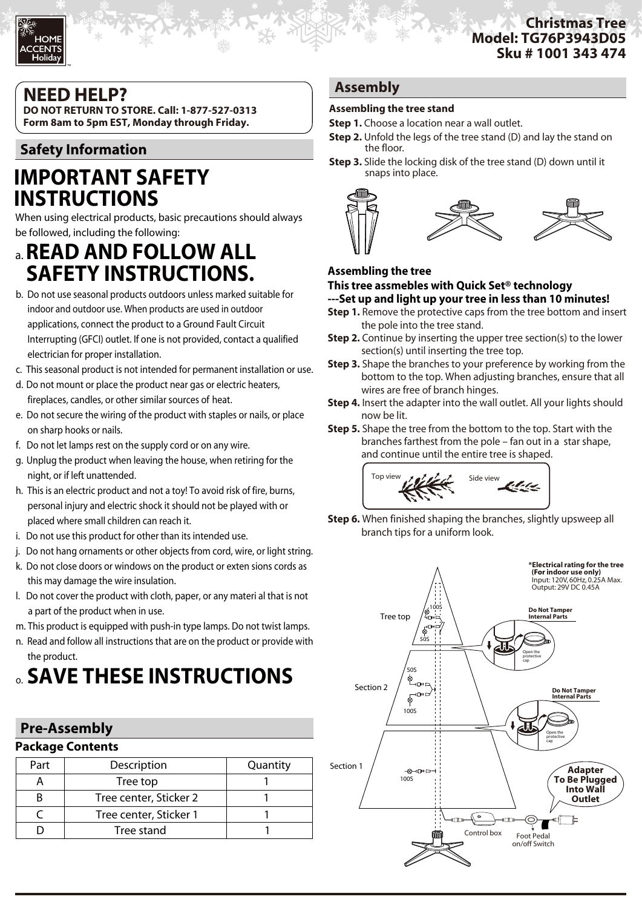Christmas Tree
Model: TG76P3943D05
Sku # 1001 343 474

## NEED HELP?

**DO NOT RETURN TO STORE. Call: 1-877-527-0313**
**Form 8am to 5pm EST, Monday through Friday.**

## Safety Information

# IMPORTANT SAFETY INSTRUCTIONS

When using electrical products, basic precautions should always be followed, including the following:

a. **READ AND FOLLOW ALL SAFETY INSTRUCTIONS.**

b. Do not use seasonal products outdoors unless marked suitable for indoor and outdoor use. When products are used in outdoor applications, connect the product to a Ground Fault Circuit Interrupting (GFCI) outlet. If one is not provided, contact a qualified electrician for proper installation.

c. This seasonal product is not intended for permanent installation or use.

d. Do not mount or place the product near gas or electric heaters, fireplaces, candles, or other similar sources of heat.

e. Do not secure the wiring of the product with staples or nails, or place on sharp hooks or nails.

f. Do not let lamps rest on the supply cord or on any wire.

g. Unplug the product when leaving the house, when retiring for the night, or if left unattended.

h. This is an electric product and not a toy! To avoid risk of fire, burns, personal injury and electric shock it should not be played with or placed where small children can reach it.

i. Do not use this product for other than its intended use.

j. Do not hang ornaments or other objects from cord, wire, or light string.

k. Do not close doors or windows on the product or exten sions cords as this may damage the wire insulation.

l. Do not cover the product with cloth, paper, or any materi al that is not a part of the product when in use.

m. This product is equipped with push-in type lamps. Do not twist lamps.

n. Read and follow all instructions that are on the product or provide with the product.

o. **SAVE THESE INSTRUCTIONS**

## Pre-Assembly

### Package Contents

| Part | Description | Quantity |
|---|---|---|
| A | Tree top | 1 |
| B | Tree center, Sticker 2 | 1 |
| C | Tree center, Sticker 1 | 1 |
| D | Tree stand | 1 |

## Assembly

**Assembling the tree stand**

**Step 1.** Choose a location near a wall outlet.

**Step 2.** Unfold the legs of the tree stand (D) and lay the stand on the floor.

**Step 3.** Slide the locking disk of the tree stand (D) down until it snaps into place.

**Assembling the tree**
**This tree assmebles with Quick Set® technology**
**---Set up and light up your tree in less than 10 minutes!**

**Step 1.** Remove the protective caps from the tree bottom and insert the pole into the tree stand.

**Step 2.** Continue by inserting the upper tree section(s) to the lower section(s) until inserting the tree top.

**Step 3.** Shape the branches to your preference by working from the bottom to the top. When adjusting branches, ensure that all wires are free of branch hinges.

**Step 4.** Insert the adapter into the wall outlet. All your lights should now be lit.

**Step 5.** Shape the tree from the bottom to the top. Start with the branches farthest from the pole – fan out in a star shape, and continue until the entire tree is shaped.

Top view Side view

**Step 6.** When finished shaping the branches, slightly upsweep all branch tips for a uniform look.

**\*Electrical rating for the tree (For indoor use only)**
Input: 120V, 60Hz, 0.25A Max.
Output: 29V DC 0.45A

Tree top — 100S, 50S
**Do Not Tamper Internal Parts** — Open the protective cap

Section 2 — 50S, 100S
**Do Not Tamper Internal Parts** — Open the protective cap

Section 1 — 100S

**Adapter To Be Plugged Into Wall Outlet**

Control box

Foot Pedal on/off Switch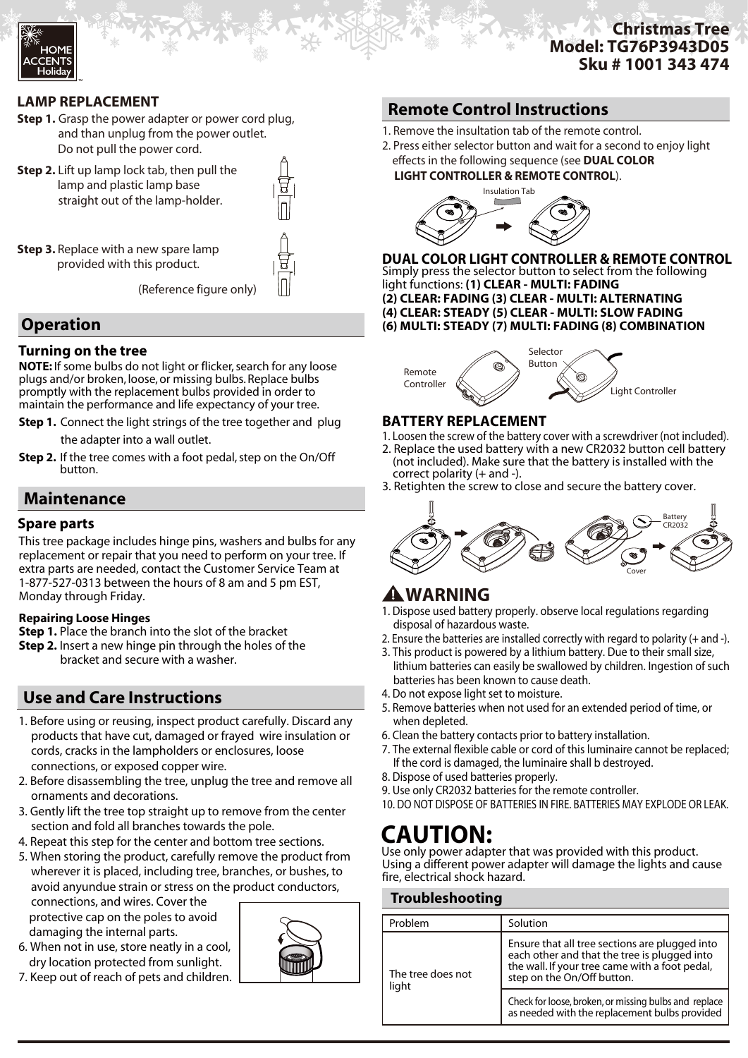**Christmas Tree**
**Model: TG76P3943D05**
**Sku # 1001 343 474**

## LAMP REPLACEMENT

**Step 1.** Grasp the power adapter or power cord plug, and than unplug from the power outlet. Do not pull the power cord.

**Step 2.** Lift up lamp lock tab, then pull the lamp and plastic lamp base straight out of the lamp-holder.

**Step 3.** Replace with a new spare lamp provided with this product.

(Reference figure only)

## Operation

### Turning on the tree

**NOTE:** If some bulbs do not light or flicker, search for any loose plugs and/or broken, loose, or missing bulbs. Replace bulbs promptly with the replacement bulbs provided in order to maintain the performance and life expectancy of your tree.

**Step 1.** Connect the light strings of the tree together and plug the adapter into a wall outlet.

**Step 2.** If the tree comes with a foot pedal, step on the On/Off button.

## Maintenance

### Spare parts

This tree package includes hinge pins, washers and bulbs for any replacement or repair that you need to perform on your tree. If extra parts are needed, contact the Customer Service Team at 1-877-527-0313 between the hours of 8 am and 5 pm EST, Monday through Friday.

**Repairing Loose Hinges**

**Step 1.** Place the branch into the slot of the bracket

**Step 2.** Insert a new hinge pin through the holes of the bracket and secure with a washer.

## Use and Care Instructions

1. Before using or reusing, inspect product carefully. Discard any products that have cut, damaged or frayed wire insulation or cords, cracks in the lampholders or enclosures, loose connections, or exposed copper wire.
2. Before disassembling the tree, unplug the tree and remove all ornaments and decorations.
3. Gently lift the tree top straight up to remove from the center section and fold all branches towards the pole.
4. Repeat this step for the center and bottom tree sections.
5. When storing the product, carefully remove the product from wherever it is placed, including tree, branches, or bushes, to avoid anyundue strain or stress on the product conductors, connections, and wires. Cover the protective cap on the poles to avoid damaging the internal parts.
6. When not in use, store neatly in a cool, dry location protected from sunlight.
7. Keep out of reach of pets and children.

## Remote Control Instructions

1. Remove the insultation tab of the remote control.
2. Press either selector button and wait for a second to enjoy light effects in the following sequence (see **DUAL COLOR LIGHT CONTROLLER & REMOTE CONTROL**).

Insulation Tab

### DUAL COLOR LIGHT CONTROLLER & REMOTE CONTROL

Simply press the selector button to select from the following light functions: **(1) CLEAR - MULTI: FADING (2) CLEAR: FADING (3) CLEAR - MULTI: ALTERNATING (4) CLEAR: STEADY (5) CLEAR - MULTI: SLOW FADING (6) MULTI: STEADY (7) MULTI: FADING (8) COMBINATION**

Remote Controller
Selector Button
Light Controller

### BATTERY REPLACEMENT

1. Loosen the screw of the battery cover with a screwdriver (not included).
2. Replace the used battery with a new CR2032 button cell battery (not included). Make sure that the battery is installed with the correct polarity (+ and -).
3. Retighten the screw to close and secure the battery cover.

Battery CR2032
Cover

## ⚠ WARNING

1. Dispose used battery properly. observe local regulations regarding disposal of hazardous waste.
2. Ensure the batteries are installed correctly with regard to polarity (+ and -).
3. This product is powered by a lithium battery. Due to their small size, lithium batteries can easily be swallowed by children. Ingestion of such batteries has been known to cause death.
4. Do not expose light set to moisture.
5. Remove batteries when not used for an extended period of time, or when depleted.
6. Clean the battery contacts prior to battery installation.
7. The external flexible cable or cord of this luminaire cannot be replaced; If the cord is damaged, the luminaire shall b destroyed.
8. Dispose of used batteries properly.
9. Use only CR2032 batteries for the remote controller.
10. DO NOT DISPOSE OF BATTERIES IN FIRE. BATTERIES MAY EXPLODE OR LEAK.

# CAUTION:

Use only power adapter that was provided with this product. Using a different power adapter will damage the lights and cause fire, electrical shock hazard.

## Troubleshooting

| Problem | Solution |
|---|---|
| The tree does not light | Ensure that all tree sections are plugged into each other and that the tree is plugged into the wall. If your tree came with a foot pedal, step on the On/Off button. |
| | Check for loose, broken, or missing bulbs and replace as needed with the replacement bulbs provided |